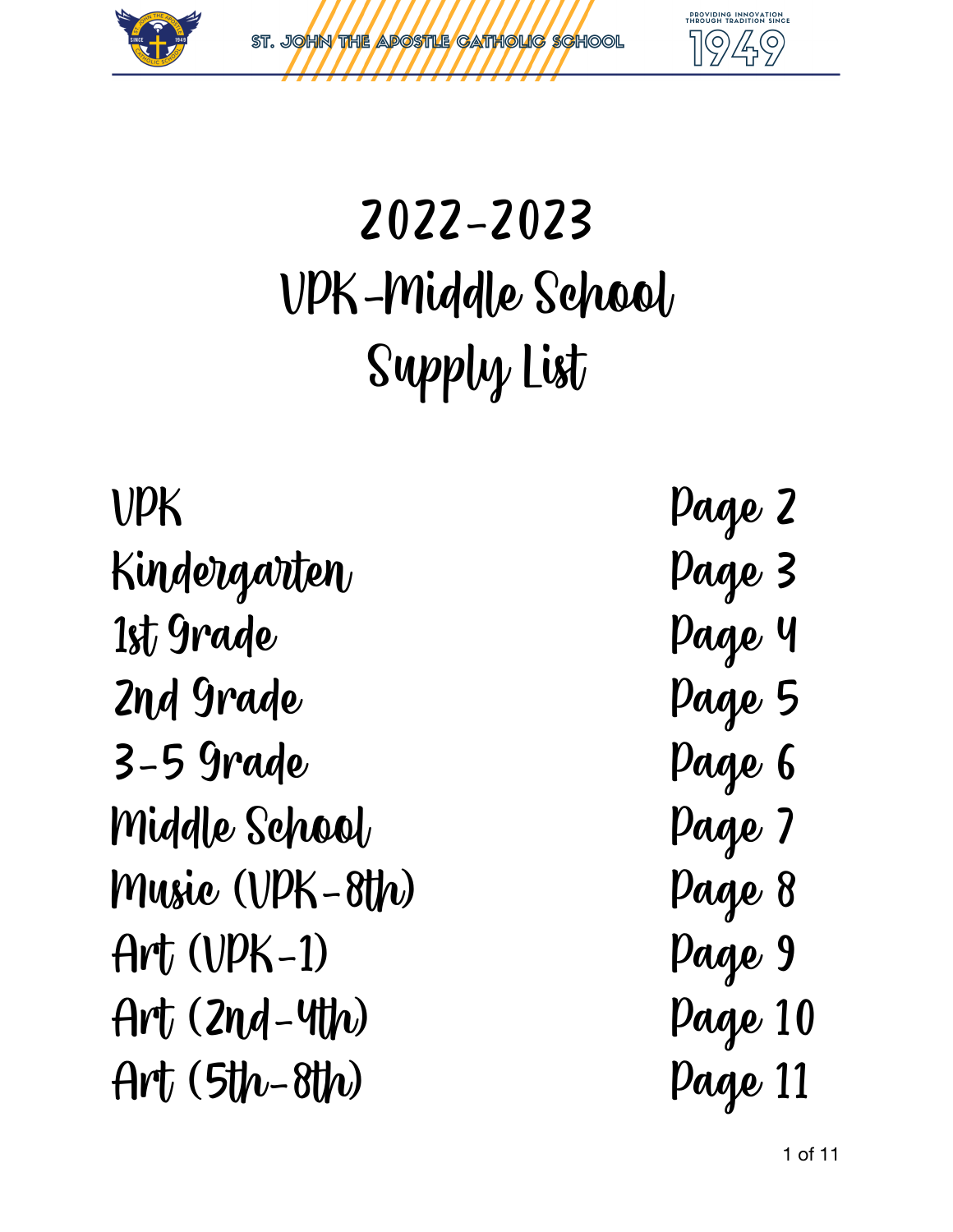# 2022-2023
# VPK-Middle School
# Supply List

| | |
|---|---|
| VPK | Page 2 |
| Kindergarten | Page 3 |
| 1st Grade | Page 4 |
| 2nd Grade | Page 5 |
| 3-5 Grade | Page 6 |
| Middle School | Page 7 |
| Music (VPK-8th) | Page 8 |
| Art (VPK-1) | Page 9 |
| Art (2nd-4th) | Page 10 |
| Art (5th-8th) | Page 11 |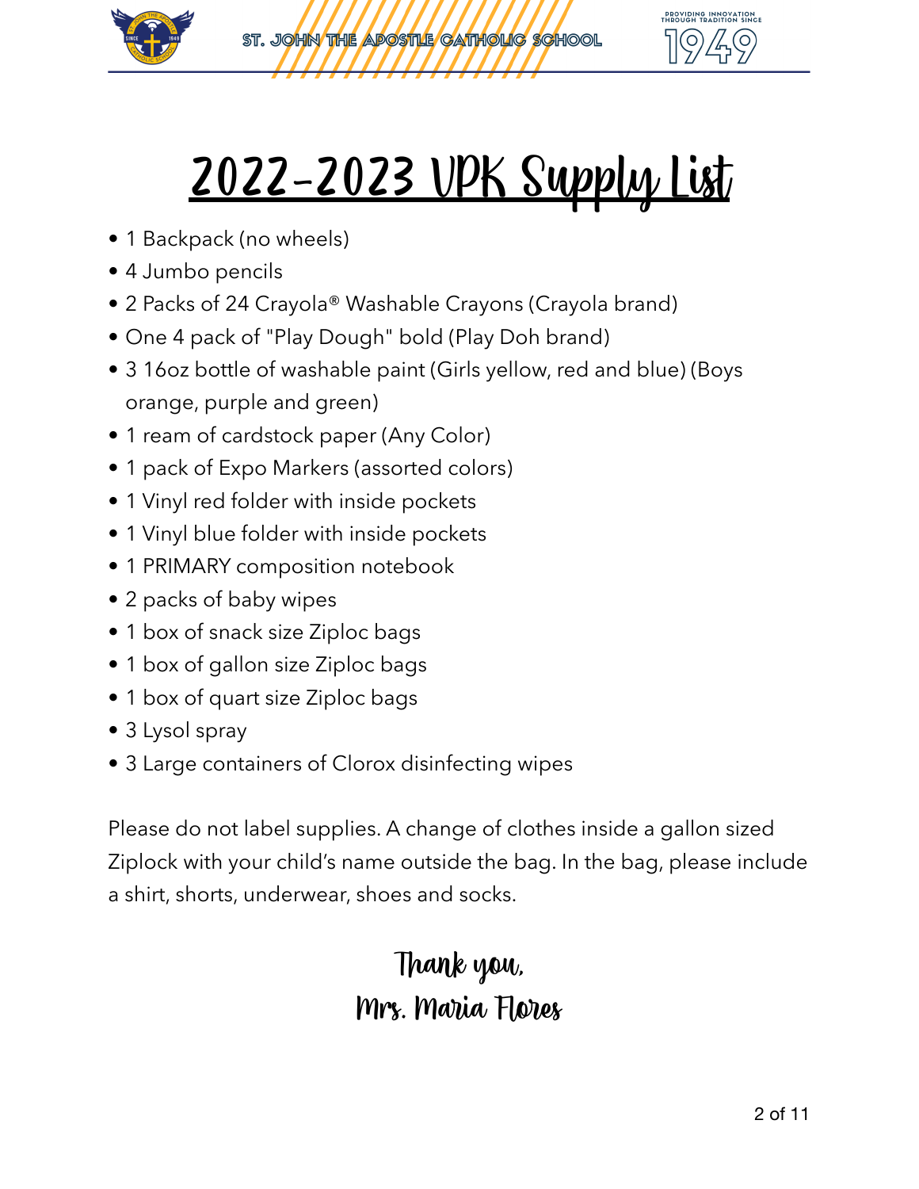# 2022-2023 VPK Supply List

- 1 Backpack (no wheels)
- 4 Jumbo pencils
- 2 Packs of 24 Crayola® Washable Crayons (Crayola brand)
- One 4 pack of "Play Dough" bold (Play Doh brand)
- 3 16oz bottle of washable paint (Girls yellow, red and blue) (Boys orange, purple and green)
- 1 ream of cardstock paper (Any Color)
- 1 pack of Expo Markers (assorted colors)
- 1 Vinyl red folder with inside pockets
- 1 Vinyl blue folder with inside pockets
- 1 PRIMARY composition notebook
- 2 packs of baby wipes
- 1 box of snack size Ziploc bags
- 1 box of gallon size Ziploc bags
- 1 box of quart size Ziploc bags
- 3 Lysol spray
- 3 Large containers of Clorox disinfecting wipes

Please do not label supplies. A change of clothes inside a gallon sized Ziplock with your child's name outside the bag. In the bag, please include a shirt, shorts, underwear, shoes and socks.

Thank you,
Mrs. Maria Flores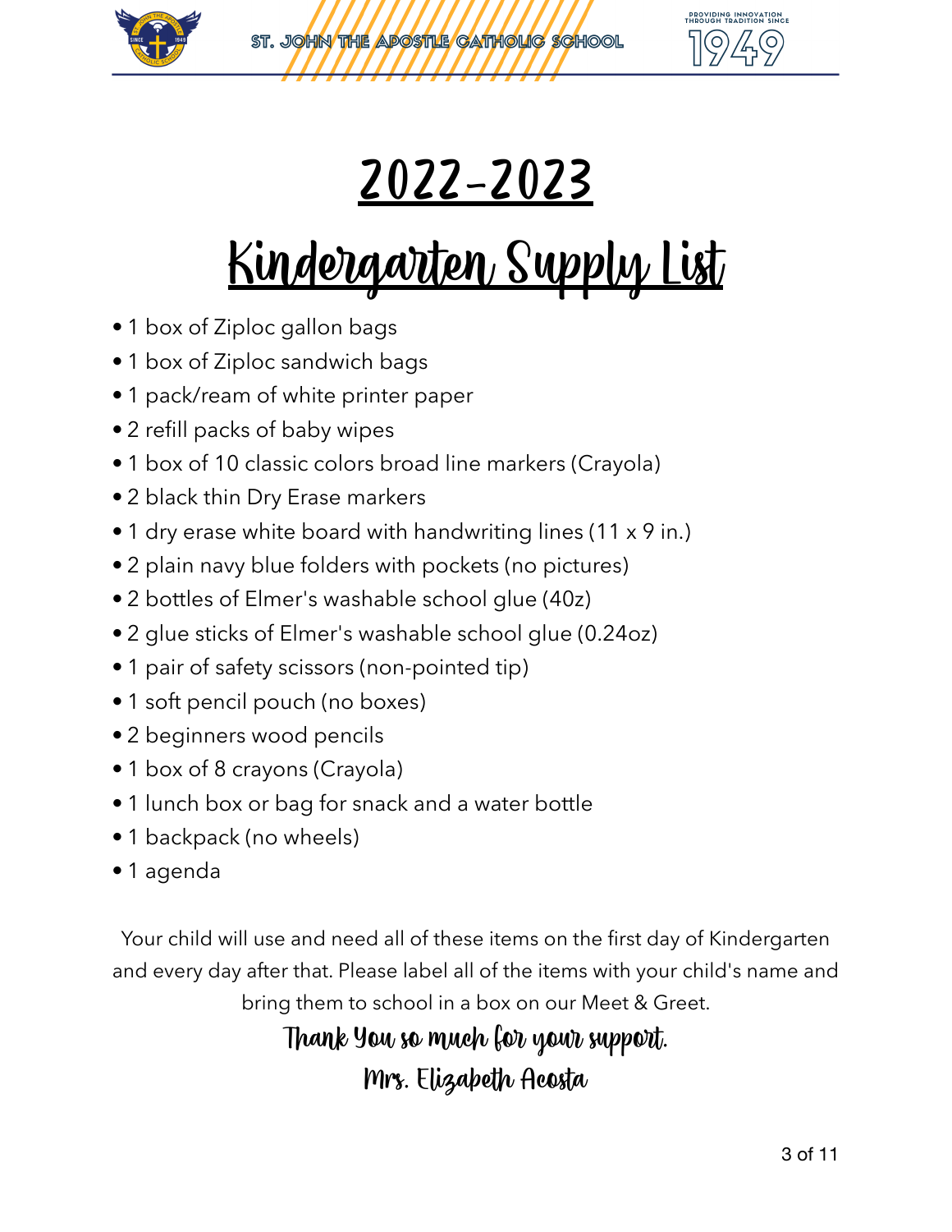# 2022-2023

# Kindergarten Supply List

- 1 box of Ziploc gallon bags
- 1 box of Ziploc sandwich bags
- 1 pack/ream of white printer paper
- 2 refill packs of baby wipes
- 1 box of 10 classic colors broad line markers (Crayola)
- 2 black thin Dry Erase markers
- 1 dry erase white board with handwriting lines (11 x 9 in.)
- 2 plain navy blue folders with pockets (no pictures)
- 2 bottles of Elmer's washable school glue (40z)
- 2 glue sticks of Elmer's washable school glue (0.24oz)
- 1 pair of safety scissors (non-pointed tip)
- 1 soft pencil pouch (no boxes)
- 2 beginners wood pencils
- 1 box of 8 crayons (Crayola)
- 1 lunch box or bag for snack and a water bottle
- 1 backpack (no wheels)
- 1 agenda

Your child will use and need all of these items on the first day of Kindergarten and every day after that. Please label all of the items with your child's name and bring them to school in a box on our Meet & Greet.

*Thank You so much for your support.*

*Mrs. Elizabeth Acosta*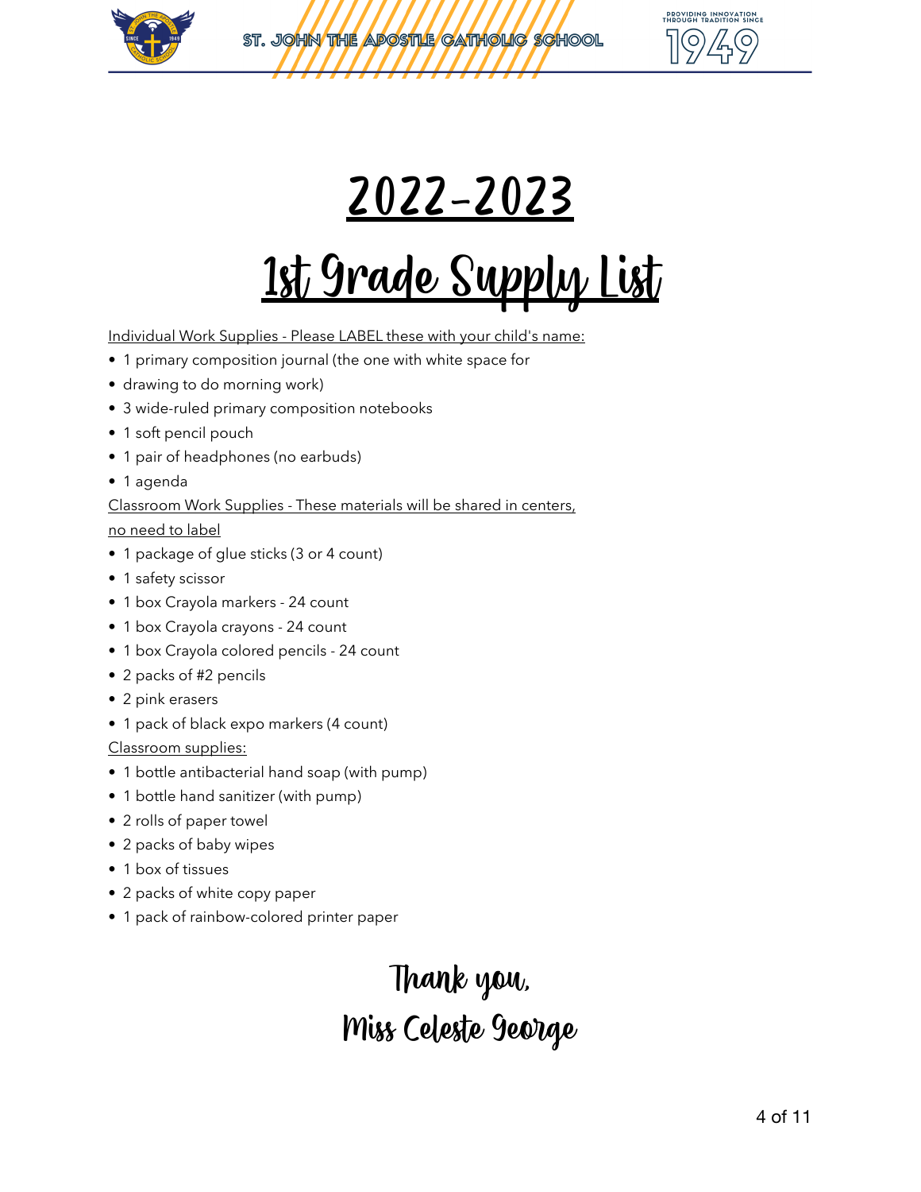# 2022-2023

# 1st Grade Supply List

Individual Work Supplies - Please LABEL these with your child's name:

- 1 primary composition journal (the one with white space for
- drawing to do morning work)
- 3 wide-ruled primary composition notebooks
- 1 soft pencil pouch
- 1 pair of headphones (no earbuds)
- 1 agenda

Classroom Work Supplies - These materials will be shared in centers, no need to label

- 1 package of glue sticks (3 or 4 count)
- 1 safety scissor
- 1 box Crayola markers - 24 count
- 1 box Crayola crayons - 24 count
- 1 box Crayola colored pencils - 24 count
- 2 packs of #2 pencils
- 2 pink erasers
- 1 pack of black expo markers (4 count)

Classroom supplies:

- 1 bottle antibacterial hand soap (with pump)
- 1 bottle hand sanitizer (with pump)
- 2 rolls of paper towel
- 2 packs of baby wipes
- 1 box of tissues
- 2 packs of white copy paper
- 1 pack of rainbow-colored printer paper

Thank you,

Miss Celeste George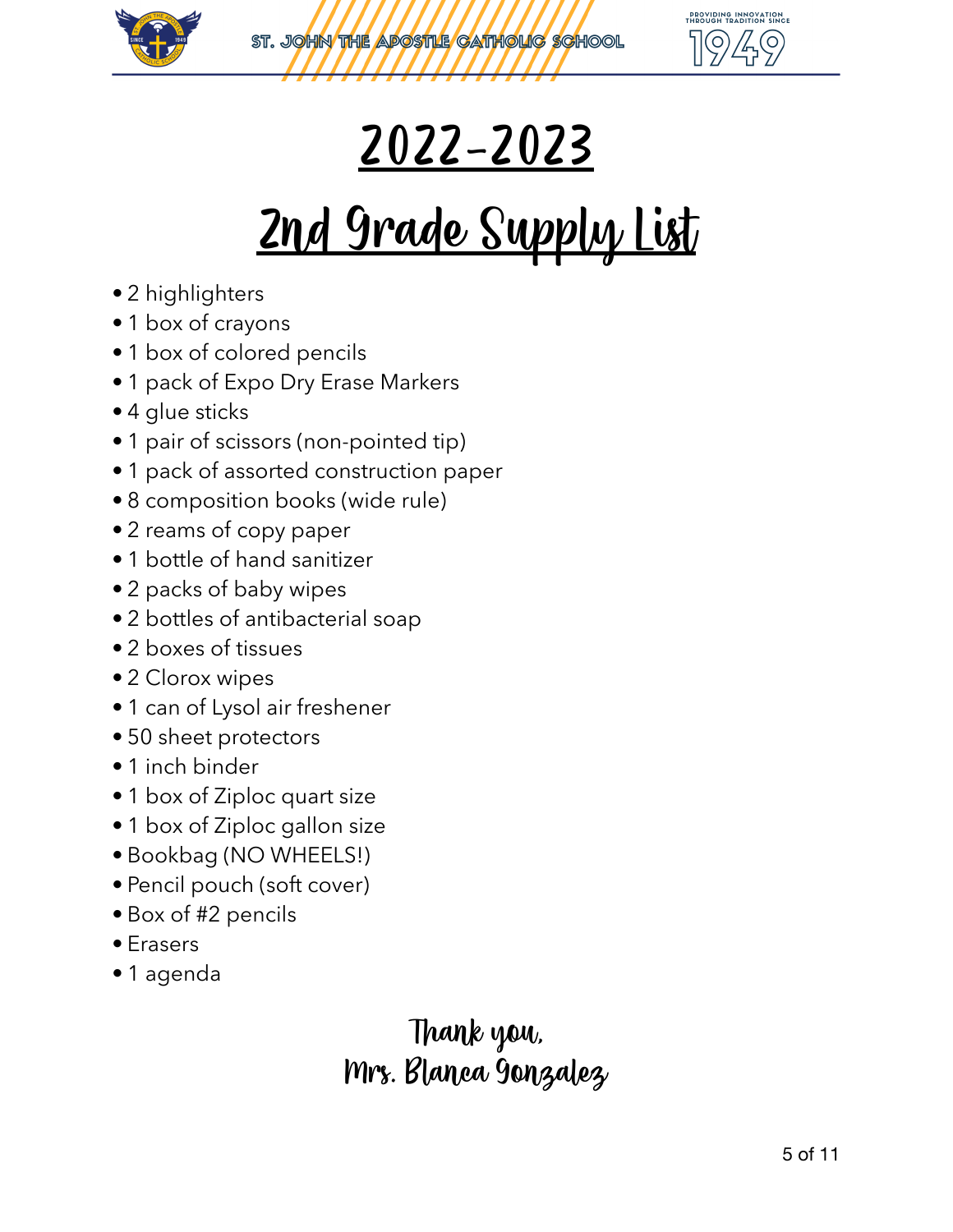# 2022-2023

# 2nd Grade Supply List

- 2 highlighters
- 1 box of crayons
- 1 box of colored pencils
- 1 pack of Expo Dry Erase Markers
- 4 glue sticks
- 1 pair of scissors (non-pointed tip)
- 1 pack of assorted construction paper
- 8 composition books (wide rule)
- 2 reams of copy paper
- 1 bottle of hand sanitizer
- 2 packs of baby wipes
- 2 bottles of antibacterial soap
- 2 boxes of tissues
- 2 Clorox wipes
- 1 can of Lysol air freshener
- 50 sheet protectors
- 1 inch binder
- 1 box of Ziploc quart size
- 1 box of Ziploc gallon size
- Bookbag (NO WHEELS!)
- Pencil pouch (soft cover)
- Box of #2 pencils
- Erasers
- 1 agenda

Thank you,
Mrs. Blanca Gonzalez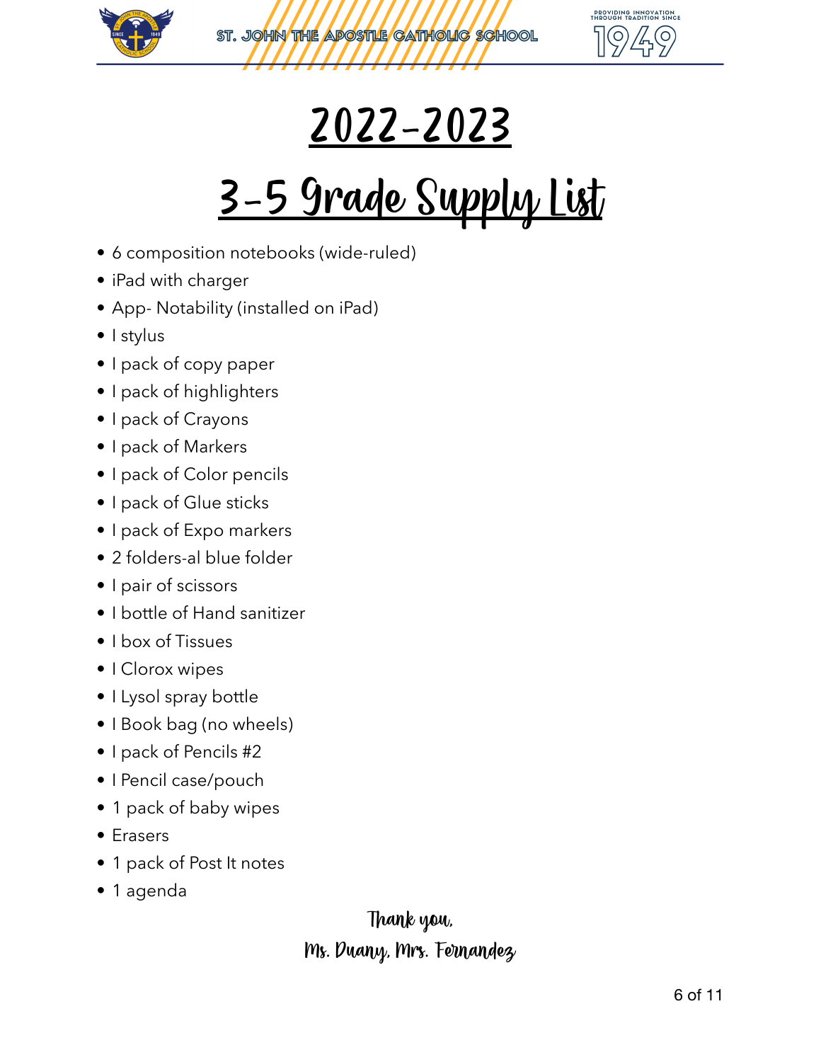# 2022-2023

# 3-5 Grade Supply List

- 6 composition notebooks (wide-ruled)
- iPad with charger
- App- Notability (installed on iPad)
- I stylus
- I pack of copy paper
- I pack of highlighters
- I pack of Crayons
- I pack of Markers
- I pack of Color pencils
- I pack of Glue sticks
- I pack of Expo markers
- 2 folders-al blue folder
- I pair of scissors
- I bottle of Hand sanitizer
- I box of Tissues
- I Clorox wipes
- I Lysol spray bottle
- I Book bag (no wheels)
- I pack of Pencils #2
- I Pencil case/pouch
- 1 pack of baby wipes
- Erasers
- 1 pack of Post It notes
- 1 agenda

Thank you,

Ms. Duany, Mrs. Fernandez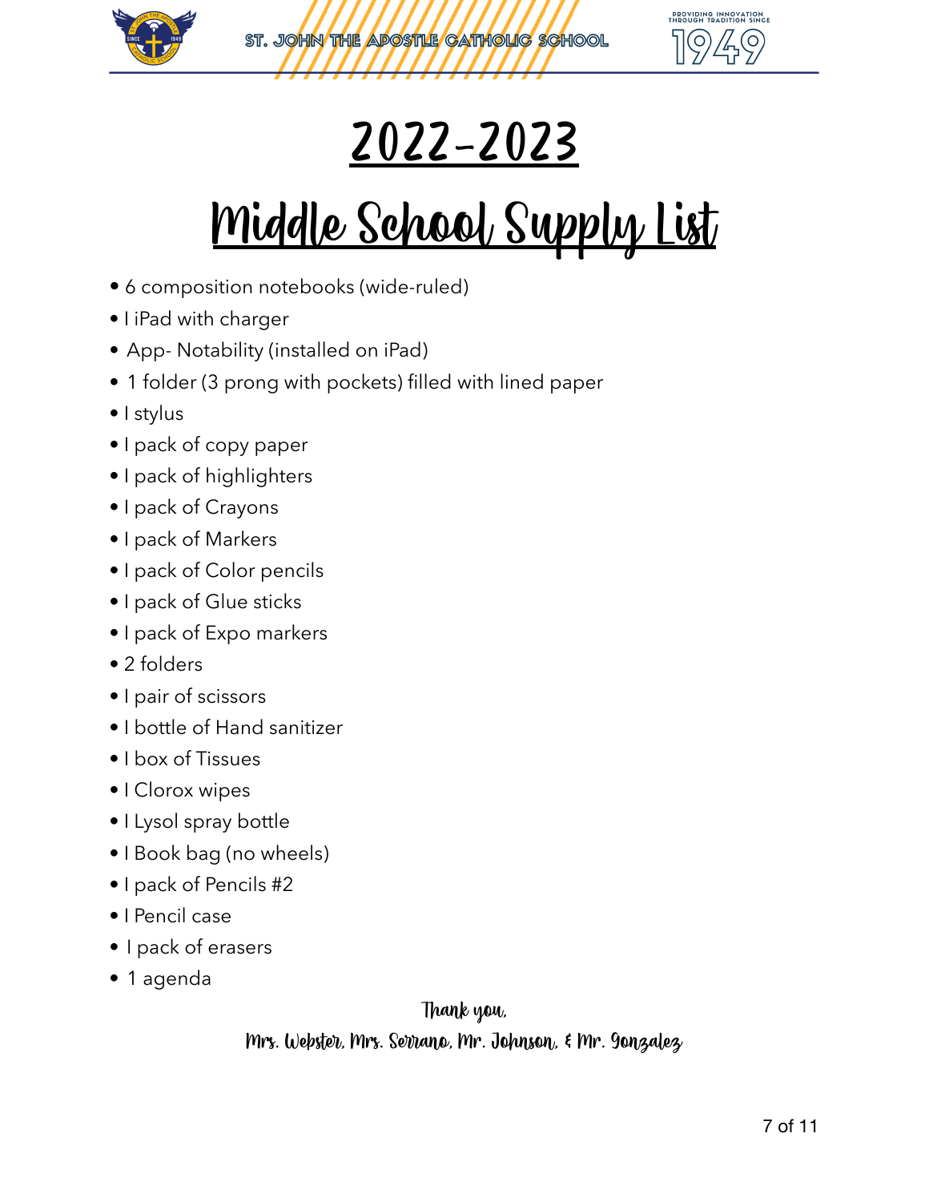# 2022-2023

# Middle School Supply List

- 6 composition notebooks (wide-ruled)
- I iPad with charger
- App- Notability (installed on iPad)
- 1 folder (3 prong with pockets) filled with lined paper
- I stylus
- I pack of copy paper
- I pack of highlighters
- I pack of Crayons
- I pack of Markers
- I pack of Color pencils
- I pack of Glue sticks
- I pack of Expo markers
- 2 folders
- I pair of scissors
- I bottle of Hand sanitizer
- I box of Tissues
- I Clorox wipes
- I Lysol spray bottle
- I Book bag (no wheels)
- I pack of Pencils #2
- I Pencil case
- I pack of erasers
- 1 agenda

Thank you,

Mrs. Webster, Mrs. Serrano, Mr. Johnson, & Mr. Gonzalez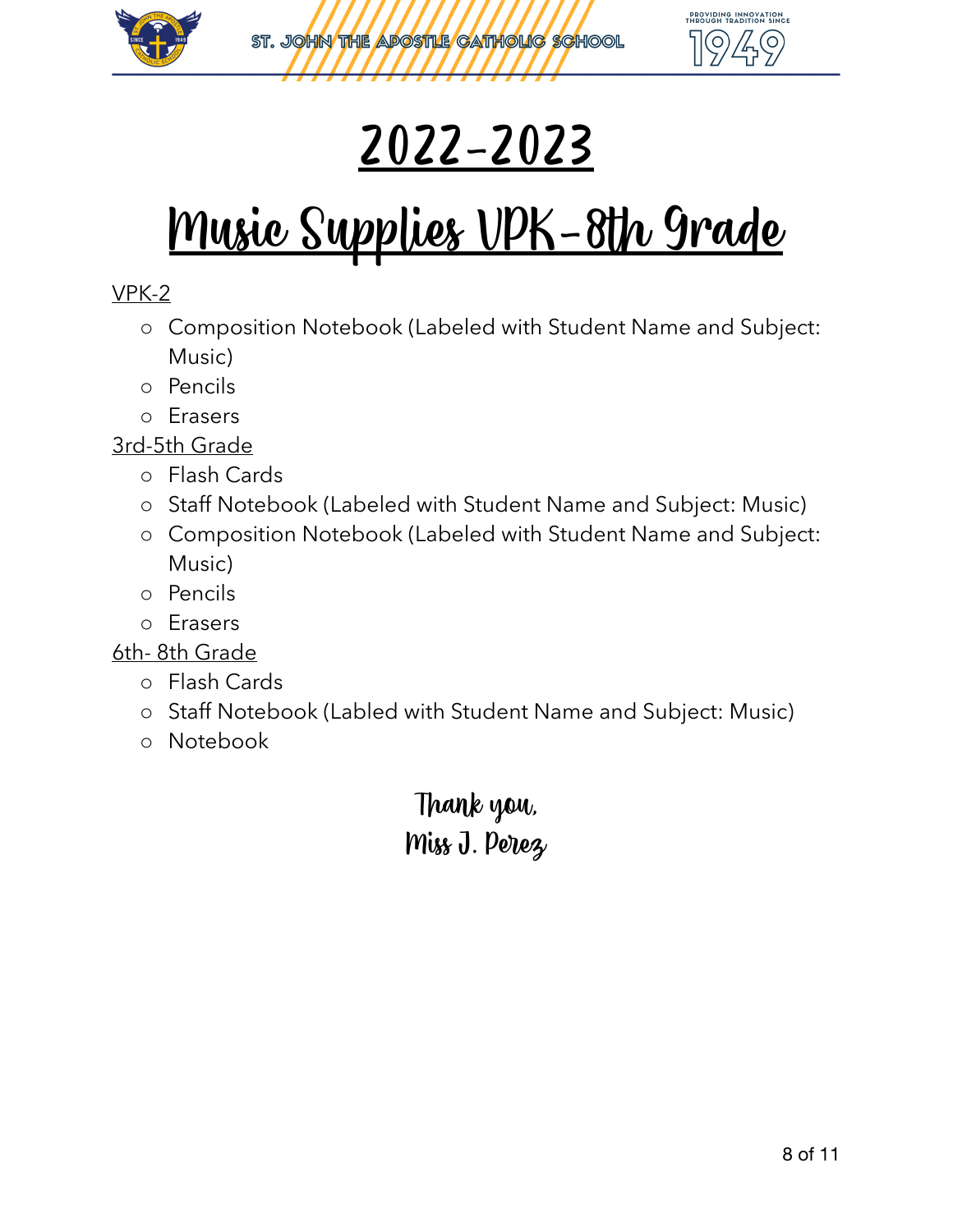# 2022-2023

# Music Supplies VPK-8th Grade

VPK-2

- Composition Notebook (Labeled with Student Name and Subject: Music)
- Pencils
- Erasers

3rd-5th Grade

- Flash Cards
- Staff Notebook (Labeled with Student Name and Subject: Music)
- Composition Notebook (Labeled with Student Name and Subject: Music)
- Pencils
- Erasers

6th- 8th Grade

- Flash Cards
- Staff Notebook (Labled with Student Name and Subject: Music)
- Notebook

Thank you,
Miss J. Perez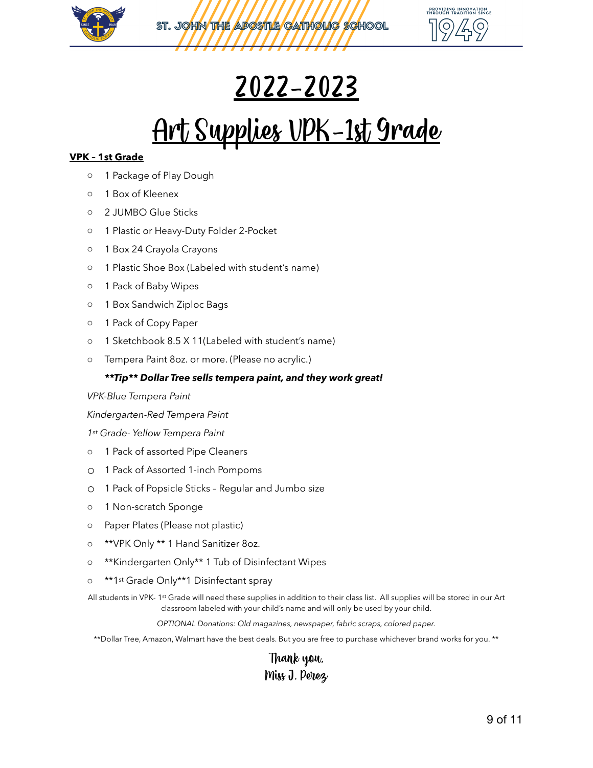# 2022-2023

# Art Supplies VPK-1st Grade

**VPK – 1st Grade**

- 1 Package of Play Dough
- 1 Box of Kleenex
- 2 JUMBO Glue Sticks
- 1 Plastic or Heavy-Duty Folder 2-Pocket
- 1 Box 24 Crayola Crayons
- 1 Plastic Shoe Box (Labeled with student's name)
- 1 Pack of Baby Wipes
- 1 Box Sandwich Ziploc Bags
- 1 Pack of Copy Paper
- 1 Sketchbook 8.5 X 11(Labeled with student's name)
- Tempera Paint 8oz. or more. (Please no acrylic.)

  ***\*\*Tip\*\* Dollar Tree sells tempera paint, and they work great!***

*VPK-Blue Tempera Paint*

*Kindergarten-Red Tempera Paint*

*1st Grade- Yellow Tempera Paint*

- 1 Pack of assorted Pipe Cleaners
- 1 Pack of Assorted 1-inch Pompoms
- 1 Pack of Popsicle Sticks – Regular and Jumbo size
- 1 Non-scratch Sponge
- Paper Plates (Please not plastic)
- \*\*VPK Only \*\* 1 Hand Sanitizer 8oz.
- \*\*Kindergarten Only\*\* 1 Tub of Disinfectant Wipes
- \*\*1st Grade Only\*\*1 Disinfectant spray

All students in VPK- 1st Grade will need these supplies in addition to their class list. All supplies will be stored in our Art classroom labeled with your child's name and will only be used by your child.

*OPTIONAL Donations: Old magazines, newspaper, fabric scraps, colored paper.*

\*\*Dollar Tree, Amazon, Walmart have the best deals. But you are free to purchase whichever brand works for you. \*\*

Thank you,
Miss J. Perez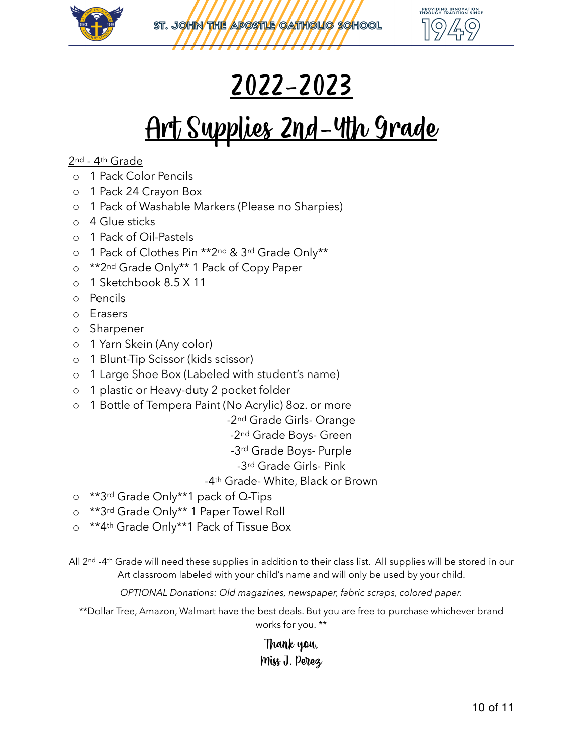# 2022-2023

# Art Supplies 2nd-4th Grade

2nd - 4th Grade

- 1 Pack Color Pencils
- 1 Pack 24 Crayon Box
- 1 Pack of Washable Markers (Please no Sharpies)
- 4 Glue sticks
- 1 Pack of Oil-Pastels
- 1 Pack of Clothes Pin **2nd & 3rd Grade Only**
- **2nd Grade Only** 1 Pack of Copy Paper
- 1 Sketchbook 8.5 X 11
- Pencils
- Erasers
- Sharpener
- 1 Yarn Skein (Any color)
- 1 Blunt-Tip Scissor (kids scissor)
- 1 Large Shoe Box (Labeled with student's name)
- 1 plastic or Heavy-duty 2 pocket folder
- 1 Bottle of Tempera Paint (No Acrylic) 8oz. or more
  - -2nd Grade Girls- Orange
  - -2nd Grade Boys- Green
  - -3rd Grade Boys- Purple
  - -3rd Grade Girls- Pink
  - -4th Grade- White, Black or Brown
- **3rd Grade Only**1 pack of Q-Tips
- **3rd Grade Only** 1 Paper Towel Roll
- **4th Grade Only**1 Pack of Tissue Box

All 2nd -4th Grade will need these supplies in addition to their class list. All supplies will be stored in our Art classroom labeled with your child's name and will only be used by your child.

*OPTIONAL Donations: Old magazines, newspaper, fabric scraps, colored paper.*

**Dollar Tree, Amazon, Walmart have the best deals. But you are free to purchase whichever brand works for you. **

Thank you,
Miss J. Perez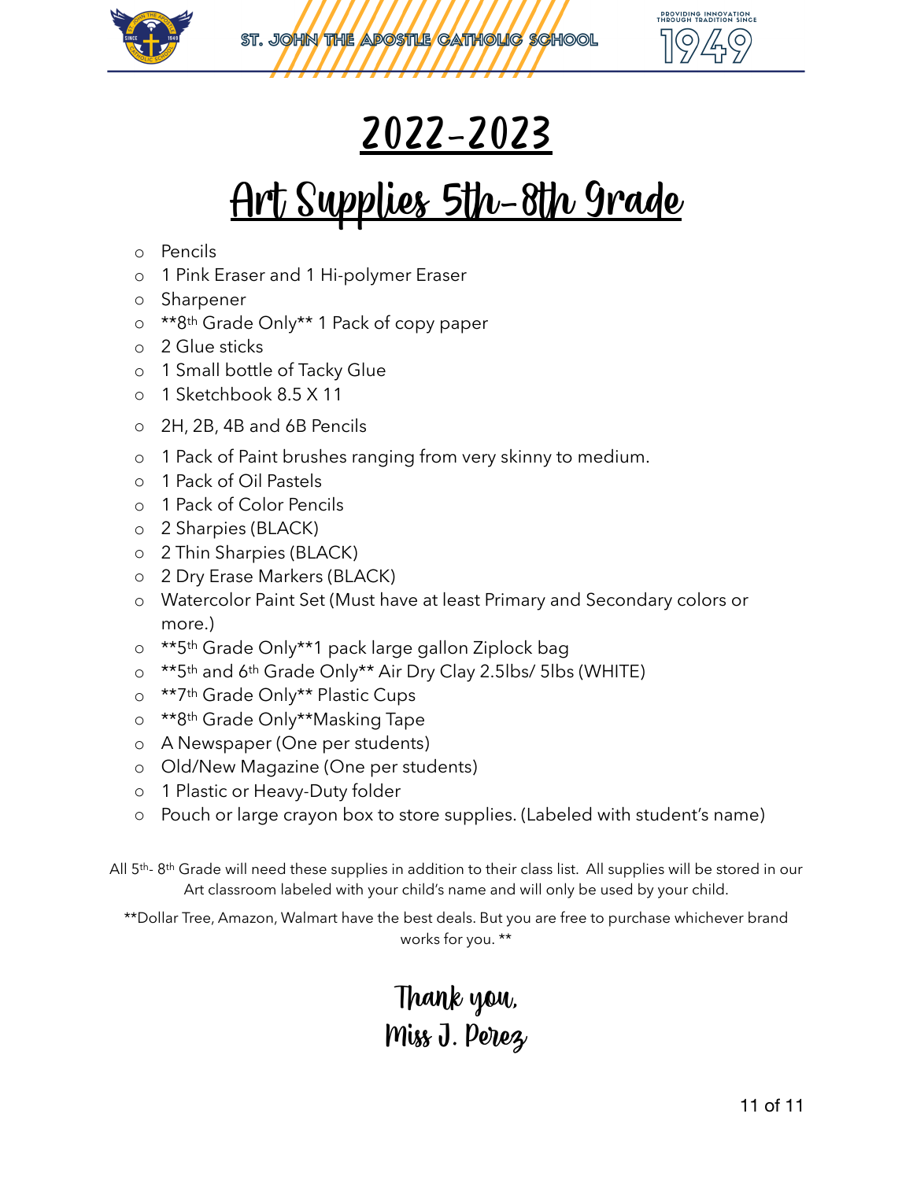# 2022-2023

# Art Supplies 5th-8th Grade

- Pencils
- 1 Pink Eraser and 1 Hi-polymer Eraser
- Sharpener
- **8th Grade Only** 1 Pack of copy paper
- 2 Glue sticks
- 1 Small bottle of Tacky Glue
- 1 Sketchbook 8.5 X 11
- 2H, 2B, 4B and 6B Pencils
- 1 Pack of Paint brushes ranging from very skinny to medium.
- 1 Pack of Oil Pastels
- 1 Pack of Color Pencils
- 2 Sharpies (BLACK)
- 2 Thin Sharpies (BLACK)
- 2 Dry Erase Markers (BLACK)
- Watercolor Paint Set (Must have at least Primary and Secondary colors or more.)
- **5th Grade Only**1 pack large gallon Ziplock bag
- **5th and 6th Grade Only** Air Dry Clay 2.5lbs/ 5lbs (WHITE)
- **7th Grade Only** Plastic Cups
- **8th Grade Only**Masking Tape
- A Newspaper (One per students)
- Old/New Magazine (One per students)
- 1 Plastic or Heavy-Duty folder
- Pouch or large crayon box to store supplies. (Labeled with student's name)

All 5th- 8th Grade will need these supplies in addition to their class list. All supplies will be stored in our Art classroom labeled with your child's name and will only be used by your child.

**Dollar Tree, Amazon, Walmart have the best deals. But you are free to purchase whichever brand works for you. **

Thank you,
Miss J. Perez